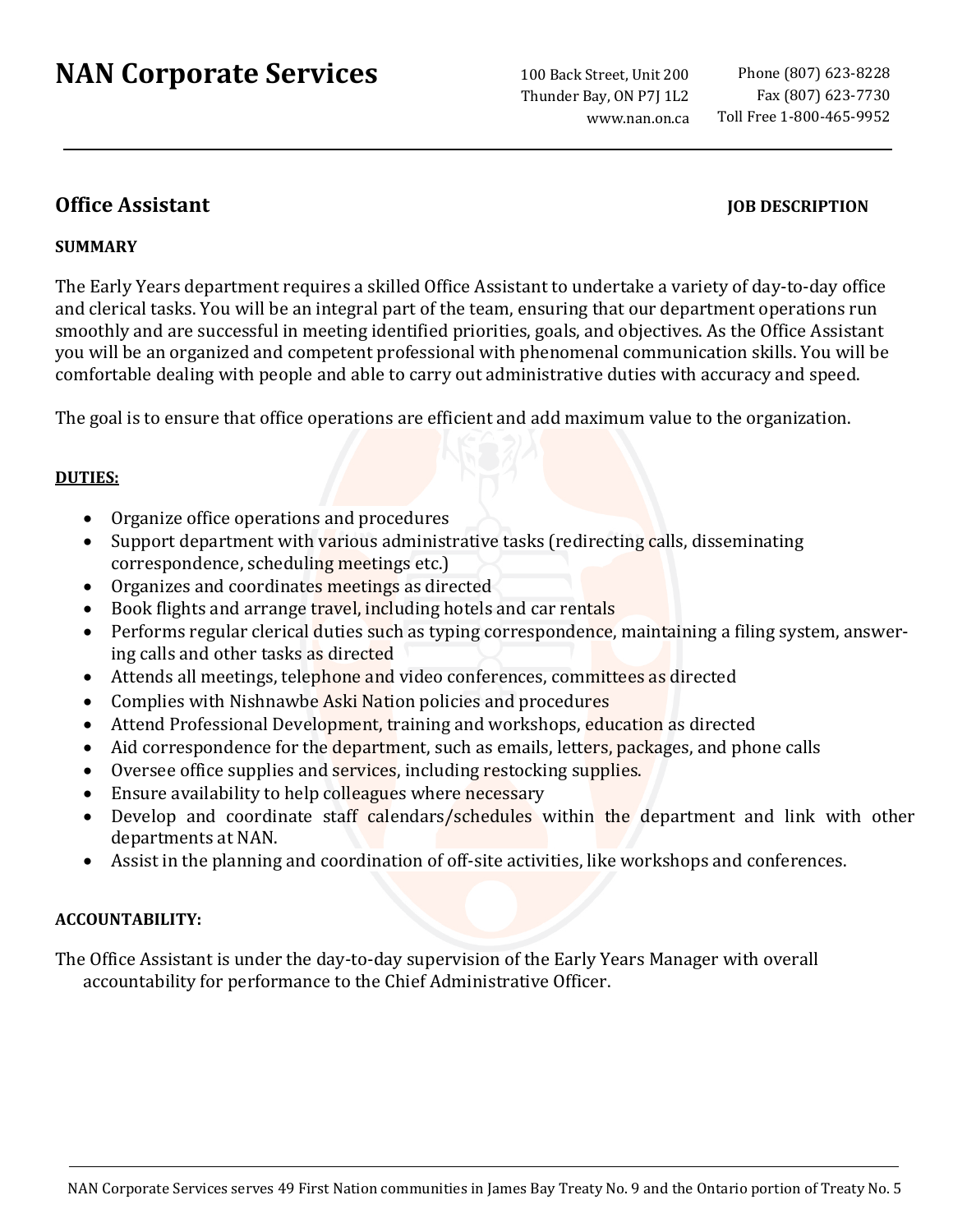# NAN Corporate Services

100 Back Street, Unit 200
Thunder Bay, ON P7J 1L2
www.nan.on.ca

Phone (807) 623-8228
Fax (807) 623-7730
Toll Free 1-800-465-9952

## Office Assistant

**JOB DESCRIPTION**

**SUMMARY**

The Early Years department requires a skilled Office Assistant to undertake a variety of day-to-day office and clerical tasks. You will be an integral part of the team, ensuring that our department operations run smoothly and are successful in meeting identified priorities, goals, and objectives. As the Office Assistant you will be an organized and competent professional with phenomenal communication skills. You will be comfortable dealing with people and able to carry out administrative duties with accuracy and speed.

The goal is to ensure that office operations are efficient and add maximum value to the organization.

**DUTIES:**

- Organize office operations and procedures
- Support department with various administrative tasks (redirecting calls, disseminating correspondence, scheduling meetings etc.)
- Organizes and coordinates meetings as directed
- Book flights and arrange travel, including hotels and car rentals
- Performs regular clerical duties such as typing correspondence, maintaining a filing system, answering calls and other tasks as directed
- Attends all meetings, telephone and video conferences, committees as directed
- Complies with Nishnawbe Aski Nation policies and procedures
- Attend Professional Development, training and workshops, education as directed
- Aid correspondence for the department, such as emails, letters, packages, and phone calls
- Oversee office supplies and services, including restocking supplies.
- Ensure availability to help colleagues where necessary
- Develop and coordinate staff calendars/schedules within the department and link with other departments at NAN.
- Assist in the planning and coordination of off-site activities, like workshops and conferences.

**ACCOUNTABILITY:**

The Office Assistant is under the day-to-day supervision of the Early Years Manager with overall accountability for performance to the Chief Administrative Officer.

NAN Corporate Services serves 49 First Nation communities in James Bay Treaty No. 9 and the Ontario portion of Treaty No. 5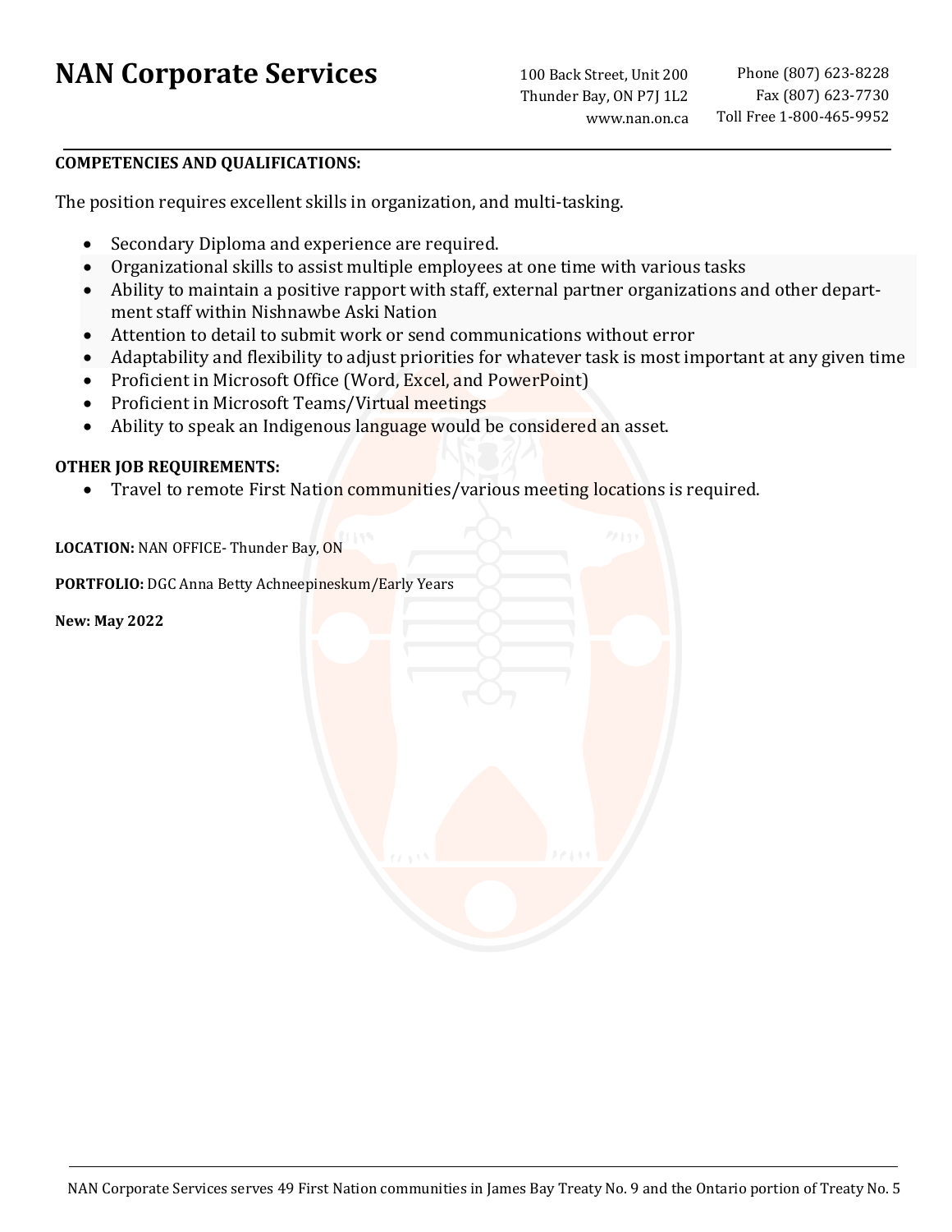**COMPETENCIES AND QUALIFICATIONS:**

The position requires excellent skills in organization, and multi-tasking.

- Secondary Diploma and experience are required.
- Organizational skills to assist multiple employees at one time with various tasks
- Ability to maintain a positive rapport with staff, external partner organizations and other department staff within Nishnawbe Aski Nation
- Attention to detail to submit work or send communications without error
- Adaptability and flexibility to adjust priorities for whatever task is most important at any given time
- Proficient in Microsoft Office (Word, Excel, and PowerPoint)
- Proficient in Microsoft Teams/Virtual meetings
- Ability to speak an Indigenous language would be considered an asset.

**OTHER JOB REQUIREMENTS:**

- Travel to remote First Nation communities/various meeting locations is required.

**LOCATION:** NAN OFFICE- Thunder Bay, ON

**PORTFOLIO:** DGC Anna Betty Achneepineskum/Early Years

**New: May 2022**